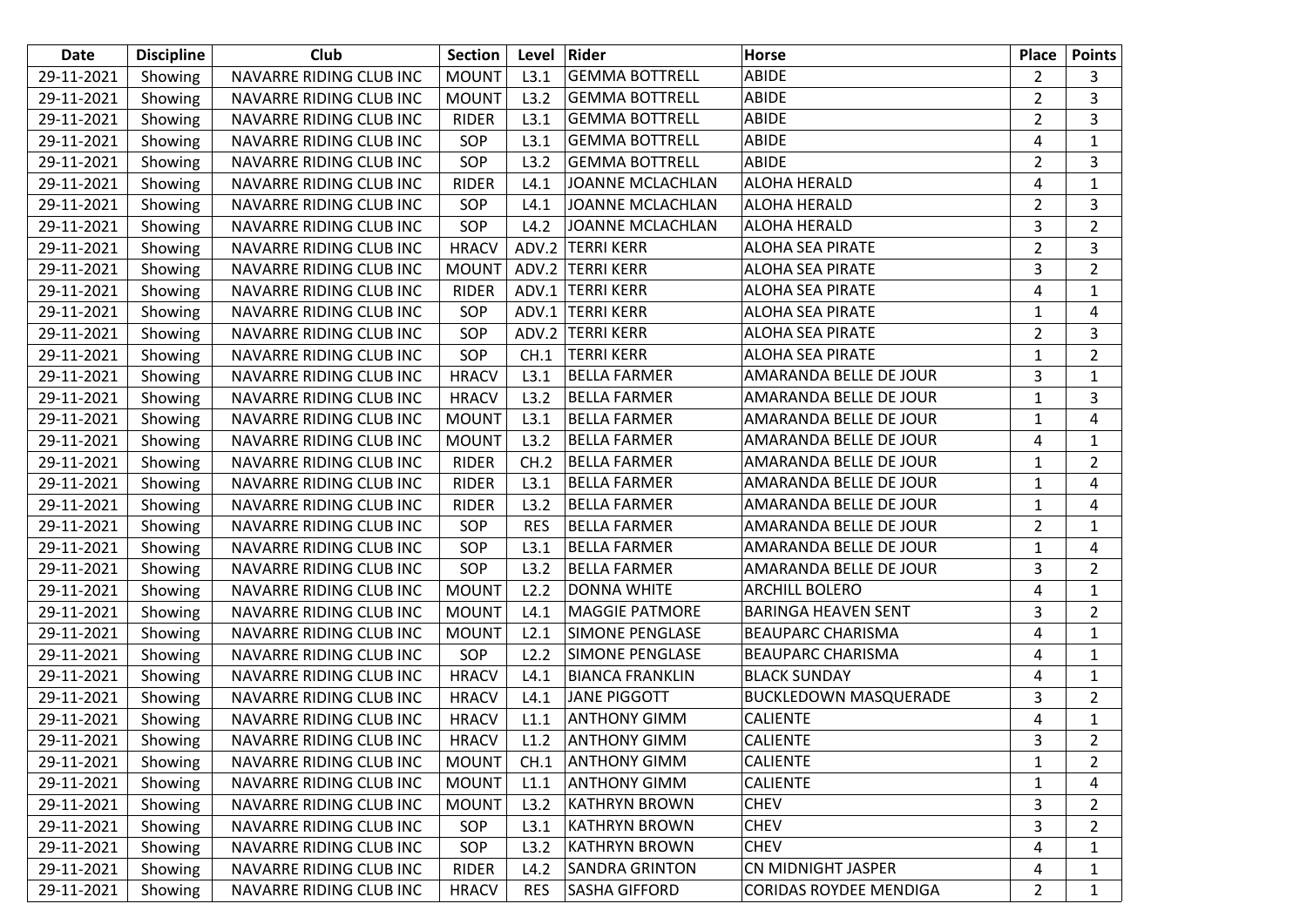| Date | Discipline | Club | Section | Level | Rider | Horse | Place | Points |
|---|---|---|---|---|---|---|---|---|
| 29-11-2021 | Showing | NAVARRE RIDING CLUB INC | MOUNT | L3.1 | GEMMA BOTTRELL | ABIDE | 2 | 3 |
| 29-11-2021 | Showing | NAVARRE RIDING CLUB INC | MOUNT | L3.2 | GEMMA BOTTRELL | ABIDE | 2 | 3 |
| 29-11-2021 | Showing | NAVARRE RIDING CLUB INC | RIDER | L3.1 | GEMMA BOTTRELL | ABIDE | 2 | 3 |
| 29-11-2021 | Showing | NAVARRE RIDING CLUB INC | SOP | L3.1 | GEMMA BOTTRELL | ABIDE | 4 | 1 |
| 29-11-2021 | Showing | NAVARRE RIDING CLUB INC | SOP | L3.2 | GEMMA BOTTRELL | ABIDE | 2 | 3 |
| 29-11-2021 | Showing | NAVARRE RIDING CLUB INC | RIDER | L4.1 | JOANNE MCLACHLAN | ALOHA HERALD | 4 | 1 |
| 29-11-2021 | Showing | NAVARRE RIDING CLUB INC | SOP | L4.1 | JOANNE MCLACHLAN | ALOHA HERALD | 2 | 3 |
| 29-11-2021 | Showing | NAVARRE RIDING CLUB INC | SOP | L4.2 | JOANNE MCLACHLAN | ALOHA HERALD | 3 | 2 |
| 29-11-2021 | Showing | NAVARRE RIDING CLUB INC | HRACV | ADV.2 | TERRI KERR | ALOHA SEA PIRATE | 2 | 3 |
| 29-11-2021 | Showing | NAVARRE RIDING CLUB INC | MOUNT | ADV.2 | TERRI KERR | ALOHA SEA PIRATE | 3 | 2 |
| 29-11-2021 | Showing | NAVARRE RIDING CLUB INC | RIDER | ADV.1 | TERRI KERR | ALOHA SEA PIRATE | 4 | 1 |
| 29-11-2021 | Showing | NAVARRE RIDING CLUB INC | SOP | ADV.1 | TERRI KERR | ALOHA SEA PIRATE | 1 | 4 |
| 29-11-2021 | Showing | NAVARRE RIDING CLUB INC | SOP | ADV.2 | TERRI KERR | ALOHA SEA PIRATE | 2 | 3 |
| 29-11-2021 | Showing | NAVARRE RIDING CLUB INC | SOP | CH.1 | TERRI KERR | ALOHA SEA PIRATE | 1 | 2 |
| 29-11-2021 | Showing | NAVARRE RIDING CLUB INC | HRACV | L3.1 | BELLA FARMER | AMARANDA BELLE DE JOUR | 3 | 1 |
| 29-11-2021 | Showing | NAVARRE RIDING CLUB INC | HRACV | L3.2 | BELLA FARMER | AMARANDA BELLE DE JOUR | 1 | 3 |
| 29-11-2021 | Showing | NAVARRE RIDING CLUB INC | MOUNT | L3.1 | BELLA FARMER | AMARANDA BELLE DE JOUR | 1 | 4 |
| 29-11-2021 | Showing | NAVARRE RIDING CLUB INC | MOUNT | L3.2 | BELLA FARMER | AMARANDA BELLE DE JOUR | 4 | 1 |
| 29-11-2021 | Showing | NAVARRE RIDING CLUB INC | RIDER | CH.2 | BELLA FARMER | AMARANDA BELLE DE JOUR | 1 | 2 |
| 29-11-2021 | Showing | NAVARRE RIDING CLUB INC | RIDER | L3.1 | BELLA FARMER | AMARANDA BELLE DE JOUR | 1 | 4 |
| 29-11-2021 | Showing | NAVARRE RIDING CLUB INC | RIDER | L3.2 | BELLA FARMER | AMARANDA BELLE DE JOUR | 1 | 4 |
| 29-11-2021 | Showing | NAVARRE RIDING CLUB INC | SOP | RES | BELLA FARMER | AMARANDA BELLE DE JOUR | 2 | 1 |
| 29-11-2021 | Showing | NAVARRE RIDING CLUB INC | SOP | L3.1 | BELLA FARMER | AMARANDA BELLE DE JOUR | 1 | 4 |
| 29-11-2021 | Showing | NAVARRE RIDING CLUB INC | SOP | L3.2 | BELLA FARMER | AMARANDA BELLE DE JOUR | 3 | 2 |
| 29-11-2021 | Showing | NAVARRE RIDING CLUB INC | MOUNT | L2.2 | DONNA WHITE | ARCHILL BOLERO | 4 | 1 |
| 29-11-2021 | Showing | NAVARRE RIDING CLUB INC | MOUNT | L4.1 | MAGGIE PATMORE | BARINGA HEAVEN SENT | 3 | 2 |
| 29-11-2021 | Showing | NAVARRE RIDING CLUB INC | MOUNT | L2.1 | SIMONE PENGLASE | BEAUPARC CHARISMA | 4 | 1 |
| 29-11-2021 | Showing | NAVARRE RIDING CLUB INC | SOP | L2.2 | SIMONE PENGLASE | BEAUPARC CHARISMA | 4 | 1 |
| 29-11-2021 | Showing | NAVARRE RIDING CLUB INC | HRACV | L4.1 | BIANCA FRANKLIN | BLACK SUNDAY | 4 | 1 |
| 29-11-2021 | Showing | NAVARRE RIDING CLUB INC | HRACV | L4.1 | JANE PIGGOTT | BUCKLEDOWN MASQUERADE | 3 | 2 |
| 29-11-2021 | Showing | NAVARRE RIDING CLUB INC | HRACV | L1.1 | ANTHONY GIMM | CALIENTE | 4 | 1 |
| 29-11-2021 | Showing | NAVARRE RIDING CLUB INC | HRACV | L1.2 | ANTHONY GIMM | CALIENTE | 3 | 2 |
| 29-11-2021 | Showing | NAVARRE RIDING CLUB INC | MOUNT | CH.1 | ANTHONY GIMM | CALIENTE | 1 | 2 |
| 29-11-2021 | Showing | NAVARRE RIDING CLUB INC | MOUNT | L1.1 | ANTHONY GIMM | CALIENTE | 1 | 4 |
| 29-11-2021 | Showing | NAVARRE RIDING CLUB INC | MOUNT | L3.2 | KATHRYN BROWN | CHEV | 3 | 2 |
| 29-11-2021 | Showing | NAVARRE RIDING CLUB INC | SOP | L3.1 | KATHRYN BROWN | CHEV | 3 | 2 |
| 29-11-2021 | Showing | NAVARRE RIDING CLUB INC | SOP | L3.2 | KATHRYN BROWN | CHEV | 4 | 1 |
| 29-11-2021 | Showing | NAVARRE RIDING CLUB INC | RIDER | L4.2 | SANDRA GRINTON | CN MIDNIGHT JASPER | 4 | 1 |
| 29-11-2021 | Showing | NAVARRE RIDING CLUB INC | HRACV | RES | SASHA GIFFORD | CORIDAS ROYDEE MENDIGA | 2 | 1 |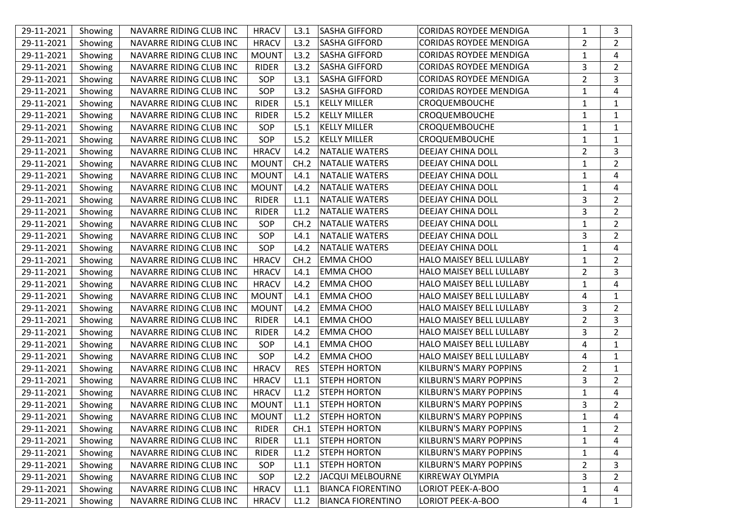| | | | | | | | | |
|---|---|---|---|---|---|---|---|---|
| 29-11-2021 | Showing | NAVARRE RIDING CLUB INC | HRACV | L3.1 | SASHA GIFFORD | CORIDAS ROYDEE MENDIGA | 1 | 3 |
| 29-11-2021 | Showing | NAVARRE RIDING CLUB INC | HRACV | L3.2 | SASHA GIFFORD | CORIDAS ROYDEE MENDIGA | 2 | 2 |
| 29-11-2021 | Showing | NAVARRE RIDING CLUB INC | MOUNT | L3.2 | SASHA GIFFORD | CORIDAS ROYDEE MENDIGA | 1 | 4 |
| 29-11-2021 | Showing | NAVARRE RIDING CLUB INC | RIDER | L3.2 | SASHA GIFFORD | CORIDAS ROYDEE MENDIGA | 3 | 2 |
| 29-11-2021 | Showing | NAVARRE RIDING CLUB INC | SOP | L3.1 | SASHA GIFFORD | CORIDAS ROYDEE MENDIGA | 2 | 3 |
| 29-11-2021 | Showing | NAVARRE RIDING CLUB INC | SOP | L3.2 | SASHA GIFFORD | CORIDAS ROYDEE MENDIGA | 1 | 4 |
| 29-11-2021 | Showing | NAVARRE RIDING CLUB INC | RIDER | L5.1 | KELLY MILLER | CROQUEMBOUCHE | 1 | 1 |
| 29-11-2021 | Showing | NAVARRE RIDING CLUB INC | RIDER | L5.2 | KELLY MILLER | CROQUEMBOUCHE | 1 | 1 |
| 29-11-2021 | Showing | NAVARRE RIDING CLUB INC | SOP | L5.1 | KELLY MILLER | CROQUEMBOUCHE | 1 | 1 |
| 29-11-2021 | Showing | NAVARRE RIDING CLUB INC | SOP | L5.2 | KELLY MILLER | CROQUEMBOUCHE | 1 | 1 |
| 29-11-2021 | Showing | NAVARRE RIDING CLUB INC | HRACV | L4.2 | NATALIE WATERS | DEEJAY CHINA DOLL | 2 | 3 |
| 29-11-2021 | Showing | NAVARRE RIDING CLUB INC | MOUNT | CH.2 | NATALIE WATERS | DEEJAY CHINA DOLL | 1 | 2 |
| 29-11-2021 | Showing | NAVARRE RIDING CLUB INC | MOUNT | L4.1 | NATALIE WATERS | DEEJAY CHINA DOLL | 1 | 4 |
| 29-11-2021 | Showing | NAVARRE RIDING CLUB INC | MOUNT | L4.2 | NATALIE WATERS | DEEJAY CHINA DOLL | 1 | 4 |
| 29-11-2021 | Showing | NAVARRE RIDING CLUB INC | RIDER | L1.1 | NATALIE WATERS | DEEJAY CHINA DOLL | 3 | 2 |
| 29-11-2021 | Showing | NAVARRE RIDING CLUB INC | RIDER | L1.2 | NATALIE WATERS | DEEJAY CHINA DOLL | 3 | 2 |
| 29-11-2021 | Showing | NAVARRE RIDING CLUB INC | SOP | CH.2 | NATALIE WATERS | DEEJAY CHINA DOLL | 1 | 2 |
| 29-11-2021 | Showing | NAVARRE RIDING CLUB INC | SOP | L4.1 | NATALIE WATERS | DEEJAY CHINA DOLL | 3 | 2 |
| 29-11-2021 | Showing | NAVARRE RIDING CLUB INC | SOP | L4.2 | NATALIE WATERS | DEEJAY CHINA DOLL | 1 | 4 |
| 29-11-2021 | Showing | NAVARRE RIDING CLUB INC | HRACV | CH.2 | EMMA CHOO | HALO MAISEY BELL LULLABY | 1 | 2 |
| 29-11-2021 | Showing | NAVARRE RIDING CLUB INC | HRACV | L4.1 | EMMA CHOO | HALO MAISEY BELL LULLABY | 2 | 3 |
| 29-11-2021 | Showing | NAVARRE RIDING CLUB INC | HRACV | L4.2 | EMMA CHOO | HALO MAISEY BELL LULLABY | 1 | 4 |
| 29-11-2021 | Showing | NAVARRE RIDING CLUB INC | MOUNT | L4.1 | EMMA CHOO | HALO MAISEY BELL LULLABY | 4 | 1 |
| 29-11-2021 | Showing | NAVARRE RIDING CLUB INC | MOUNT | L4.2 | EMMA CHOO | HALO MAISEY BELL LULLABY | 3 | 2 |
| 29-11-2021 | Showing | NAVARRE RIDING CLUB INC | RIDER | L4.1 | EMMA CHOO | HALO MAISEY BELL LULLABY | 2 | 3 |
| 29-11-2021 | Showing | NAVARRE RIDING CLUB INC | RIDER | L4.2 | EMMA CHOO | HALO MAISEY BELL LULLABY | 3 | 2 |
| 29-11-2021 | Showing | NAVARRE RIDING CLUB INC | SOP | L4.1 | EMMA CHOO | HALO MAISEY BELL LULLABY | 4 | 1 |
| 29-11-2021 | Showing | NAVARRE RIDING CLUB INC | SOP | L4.2 | EMMA CHOO | HALO MAISEY BELL LULLABY | 4 | 1 |
| 29-11-2021 | Showing | NAVARRE RIDING CLUB INC | HRACV | RES | STEPH HORTON | KILBURN'S MARY POPPINS | 2 | 1 |
| 29-11-2021 | Showing | NAVARRE RIDING CLUB INC | HRACV | L1.1 | STEPH HORTON | KILBURN'S MARY POPPINS | 3 | 2 |
| 29-11-2021 | Showing | NAVARRE RIDING CLUB INC | HRACV | L1.2 | STEPH HORTON | KILBURN'S MARY POPPINS | 1 | 4 |
| 29-11-2021 | Showing | NAVARRE RIDING CLUB INC | MOUNT | L1.1 | STEPH HORTON | KILBURN'S MARY POPPINS | 3 | 2 |
| 29-11-2021 | Showing | NAVARRE RIDING CLUB INC | MOUNT | L1.2 | STEPH HORTON | KILBURN'S MARY POPPINS | 1 | 4 |
| 29-11-2021 | Showing | NAVARRE RIDING CLUB INC | RIDER | CH.1 | STEPH HORTON | KILBURN'S MARY POPPINS | 1 | 2 |
| 29-11-2021 | Showing | NAVARRE RIDING CLUB INC | RIDER | L1.1 | STEPH HORTON | KILBURN'S MARY POPPINS | 1 | 4 |
| 29-11-2021 | Showing | NAVARRE RIDING CLUB INC | RIDER | L1.2 | STEPH HORTON | KILBURN'S MARY POPPINS | 1 | 4 |
| 29-11-2021 | Showing | NAVARRE RIDING CLUB INC | SOP | L1.1 | STEPH HORTON | KILBURN'S MARY POPPINS | 2 | 3 |
| 29-11-2021 | Showing | NAVARRE RIDING CLUB INC | SOP | L2.2 | JACQUI MELBOURNE | KIRREWAY OLYMPIA | 3 | 2 |
| 29-11-2021 | Showing | NAVARRE RIDING CLUB INC | HRACV | L1.1 | BIANCA FIORENTINO | LORIOT PEEK-A-BOO | 1 | 4 |
| 29-11-2021 | Showing | NAVARRE RIDING CLUB INC | HRACV | L1.2 | BIANCA FIORENTINO | LORIOT PEEK-A-BOO | 4 | 1 |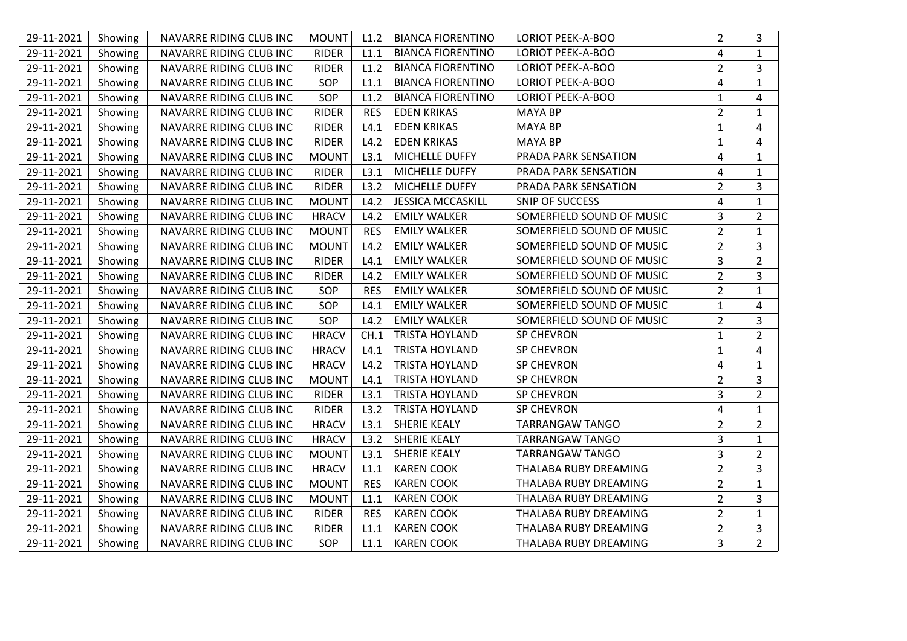| | | | | | | | | |
|---|---|---|---|---|---|---|---|---|
| 29-11-2021 | Showing | NAVARRE RIDING CLUB INC | MOUNT | L1.2 | BIANCA FIORENTINO | LORIOT PEEK-A-BOO | 2 | 3 |
| 29-11-2021 | Showing | NAVARRE RIDING CLUB INC | RIDER | L1.1 | BIANCA FIORENTINO | LORIOT PEEK-A-BOO | 4 | 1 |
| 29-11-2021 | Showing | NAVARRE RIDING CLUB INC | RIDER | L1.2 | BIANCA FIORENTINO | LORIOT PEEK-A-BOO | 2 | 3 |
| 29-11-2021 | Showing | NAVARRE RIDING CLUB INC | SOP | L1.1 | BIANCA FIORENTINO | LORIOT PEEK-A-BOO | 4 | 1 |
| 29-11-2021 | Showing | NAVARRE RIDING CLUB INC | SOP | L1.2 | BIANCA FIORENTINO | LORIOT PEEK-A-BOO | 1 | 4 |
| 29-11-2021 | Showing | NAVARRE RIDING CLUB INC | RIDER | RES | EDEN KRIKAS | MAYA BP | 2 | 1 |
| 29-11-2021 | Showing | NAVARRE RIDING CLUB INC | RIDER | L4.1 | EDEN KRIKAS | MAYA BP | 1 | 4 |
| 29-11-2021 | Showing | NAVARRE RIDING CLUB INC | RIDER | L4.2 | EDEN KRIKAS | MAYA BP | 1 | 4 |
| 29-11-2021 | Showing | NAVARRE RIDING CLUB INC | MOUNT | L3.1 | MICHELLE DUFFY | PRADA PARK SENSATION | 4 | 1 |
| 29-11-2021 | Showing | NAVARRE RIDING CLUB INC | RIDER | L3.1 | MICHELLE DUFFY | PRADA PARK SENSATION | 4 | 1 |
| 29-11-2021 | Showing | NAVARRE RIDING CLUB INC | RIDER | L3.2 | MICHELLE DUFFY | PRADA PARK SENSATION | 2 | 3 |
| 29-11-2021 | Showing | NAVARRE RIDING CLUB INC | MOUNT | L4.2 | JESSICA MCCASKILL | SNIP OF SUCCESS | 4 | 1 |
| 29-11-2021 | Showing | NAVARRE RIDING CLUB INC | HRACV | L4.2 | EMILY WALKER | SOMERFIELD SOUND OF MUSIC | 3 | 2 |
| 29-11-2021 | Showing | NAVARRE RIDING CLUB INC | MOUNT | RES | EMILY WALKER | SOMERFIELD SOUND OF MUSIC | 2 | 1 |
| 29-11-2021 | Showing | NAVARRE RIDING CLUB INC | MOUNT | L4.2 | EMILY WALKER | SOMERFIELD SOUND OF MUSIC | 2 | 3 |
| 29-11-2021 | Showing | NAVARRE RIDING CLUB INC | RIDER | L4.1 | EMILY WALKER | SOMERFIELD SOUND OF MUSIC | 3 | 2 |
| 29-11-2021 | Showing | NAVARRE RIDING CLUB INC | RIDER | L4.2 | EMILY WALKER | SOMERFIELD SOUND OF MUSIC | 2 | 3 |
| 29-11-2021 | Showing | NAVARRE RIDING CLUB INC | SOP | RES | EMILY WALKER | SOMERFIELD SOUND OF MUSIC | 2 | 1 |
| 29-11-2021 | Showing | NAVARRE RIDING CLUB INC | SOP | L4.1 | EMILY WALKER | SOMERFIELD SOUND OF MUSIC | 1 | 4 |
| 29-11-2021 | Showing | NAVARRE RIDING CLUB INC | SOP | L4.2 | EMILY WALKER | SOMERFIELD SOUND OF MUSIC | 2 | 3 |
| 29-11-2021 | Showing | NAVARRE RIDING CLUB INC | HRACV | CH.1 | TRISTA HOYLAND | SP CHEVRON | 1 | 2 |
| 29-11-2021 | Showing | NAVARRE RIDING CLUB INC | HRACV | L4.1 | TRISTA HOYLAND | SP CHEVRON | 1 | 4 |
| 29-11-2021 | Showing | NAVARRE RIDING CLUB INC | HRACV | L4.2 | TRISTA HOYLAND | SP CHEVRON | 4 | 1 |
| 29-11-2021 | Showing | NAVARRE RIDING CLUB INC | MOUNT | L4.1 | TRISTA HOYLAND | SP CHEVRON | 2 | 3 |
| 29-11-2021 | Showing | NAVARRE RIDING CLUB INC | RIDER | L3.1 | TRISTA HOYLAND | SP CHEVRON | 3 | 2 |
| 29-11-2021 | Showing | NAVARRE RIDING CLUB INC | RIDER | L3.2 | TRISTA HOYLAND | SP CHEVRON | 4 | 1 |
| 29-11-2021 | Showing | NAVARRE RIDING CLUB INC | HRACV | L3.1 | SHERIE KEALY | TARRANGAW TANGO | 2 | 2 |
| 29-11-2021 | Showing | NAVARRE RIDING CLUB INC | HRACV | L3.2 | SHERIE KEALY | TARRANGAW TANGO | 3 | 1 |
| 29-11-2021 | Showing | NAVARRE RIDING CLUB INC | MOUNT | L3.1 | SHERIE KEALY | TARRANGAW TANGO | 3 | 2 |
| 29-11-2021 | Showing | NAVARRE RIDING CLUB INC | HRACV | L1.1 | KAREN COOK | THALABA RUBY DREAMING | 2 | 3 |
| 29-11-2021 | Showing | NAVARRE RIDING CLUB INC | MOUNT | RES | KAREN COOK | THALABA RUBY DREAMING | 2 | 1 |
| 29-11-2021 | Showing | NAVARRE RIDING CLUB INC | MOUNT | L1.1 | KAREN COOK | THALABA RUBY DREAMING | 2 | 3 |
| 29-11-2021 | Showing | NAVARRE RIDING CLUB INC | RIDER | RES | KAREN COOK | THALABA RUBY DREAMING | 2 | 1 |
| 29-11-2021 | Showing | NAVARRE RIDING CLUB INC | RIDER | L1.1 | KAREN COOK | THALABA RUBY DREAMING | 2 | 3 |
| 29-11-2021 | Showing | NAVARRE RIDING CLUB INC | SOP | L1.1 | KAREN COOK | THALABA RUBY DREAMING | 3 | 2 |